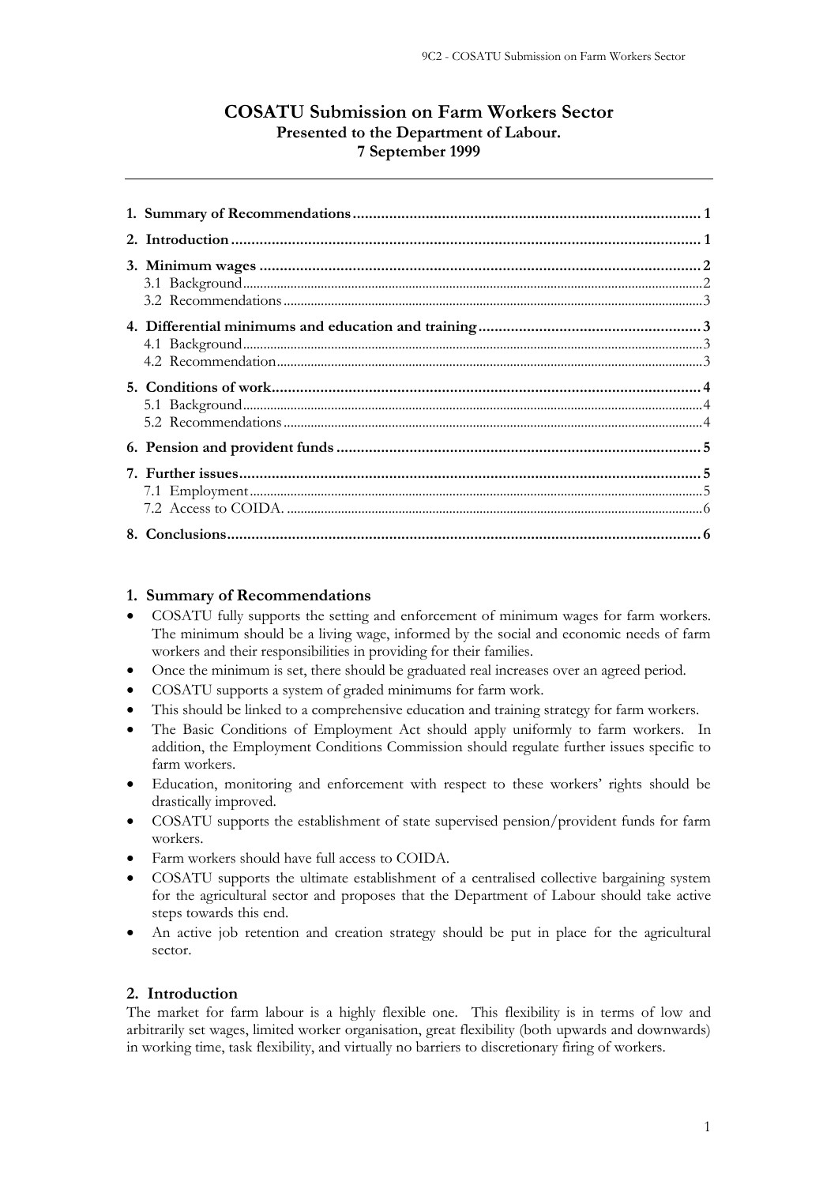# COSATU Submission on Farm Workers Sector

**Presented to the Department of Labour.**
**7 September 1999**

---

| | |
|---|---|
| **1. Summary of Recommendations** | **1** |
| **2. Introduction** | **1** |
| **3. Minimum wages** | **2** |
| 3.1 Background | 2 |
| 3.2 Recommendations | 3 |
| **4. Differential minimums and education and training** | **3** |
| 4.1 Background | 3 |
| 4.2 Recommendation | 3 |
| **5. Conditions of work** | **4** |
| 5.1 Background | 4 |
| 5.2 Recommendations | 4 |
| **6. Pension and provident funds** | **5** |
| **7. Further issues** | **5** |
| 7.1 Employment | 5 |
| 7.2 Access to COIDA. | 6 |
| **8. Conclusions** | **6** |

## 1. Summary of Recommendations

- COSATU fully supports the setting and enforcement of minimum wages for farm workers. The minimum should be a living wage, informed by the social and economic needs of farm workers and their responsibilities in providing for their families.
- Once the minimum is set, there should be graduated real increases over an agreed period.
- COSATU supports a system of graded minimums for farm work.
- This should be linked to a comprehensive education and training strategy for farm workers.
- The Basic Conditions of Employment Act should apply uniformly to farm workers. In addition, the Employment Conditions Commission should regulate further issues specific to farm workers.
- Education, monitoring and enforcement with respect to these workers' rights should be drastically improved.
- COSATU supports the establishment of state supervised pension/provident funds for farm workers.
- Farm workers should have full access to COIDA.
- COSATU supports the ultimate establishment of a centralised collective bargaining system for the agricultural sector and proposes that the Department of Labour should take active steps towards this end.
- An active job retention and creation strategy should be put in place for the agricultural sector.

## 2. Introduction

The market for farm labour is a highly flexible one. This flexibility is in terms of low and arbitrarily set wages, limited worker organisation, great flexibility (both upwards and downwards) in working time, task flexibility, and virtually no barriers to discretionary firing of workers.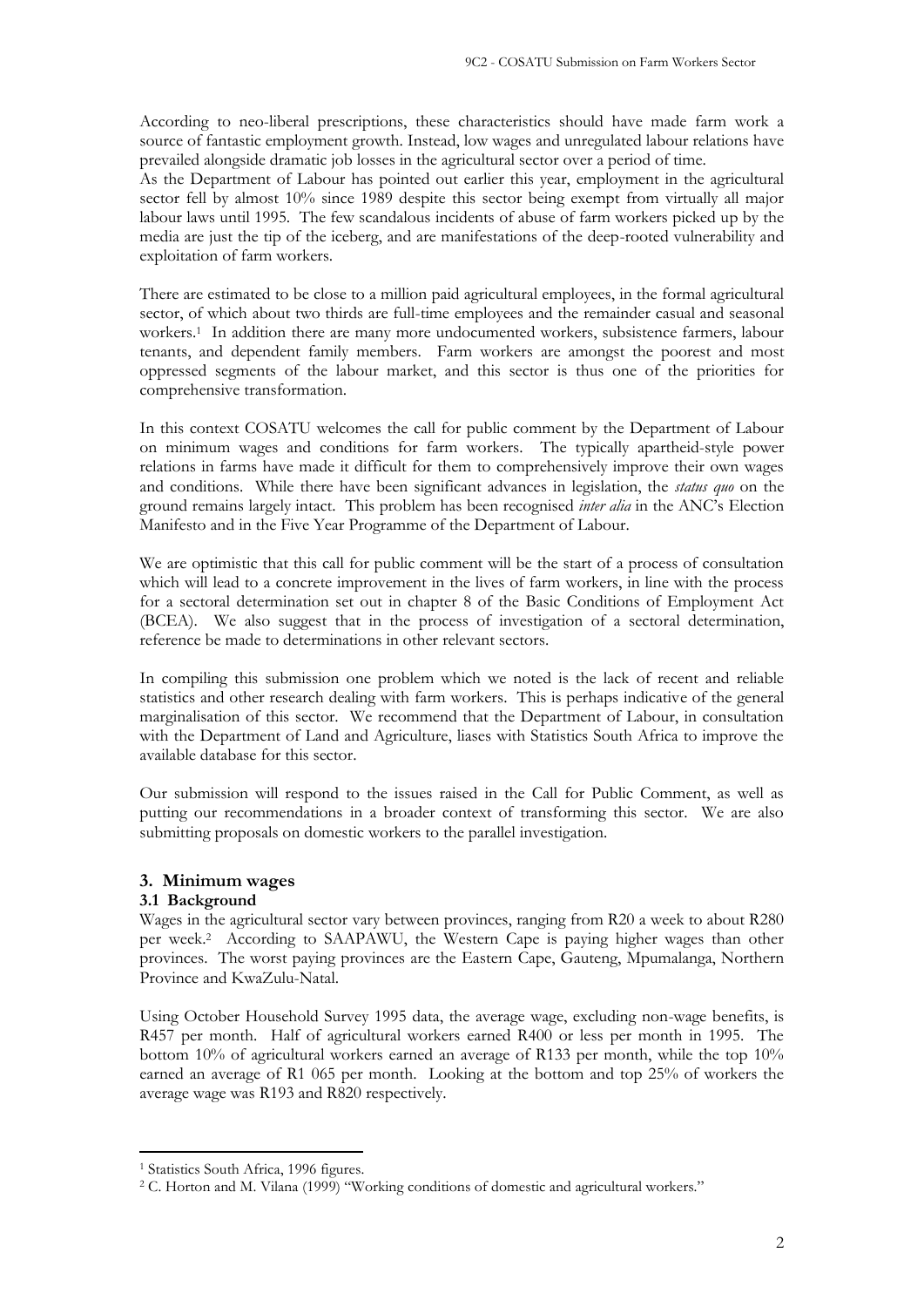According to neo-liberal prescriptions, these characteristics should have made farm work a source of fantastic employment growth. Instead, low wages and unregulated labour relations have prevailed alongside dramatic job losses in the agricultural sector over a period of time.
As the Department of Labour has pointed out earlier this year, employment in the agricultural sector fell by almost 10% since 1989 despite this sector being exempt from virtually all major labour laws until 1995. The few scandalous incidents of abuse of farm workers picked up by the media are just the tip of the iceberg, and are manifestations of the deep-rooted vulnerability and exploitation of farm workers.

There are estimated to be close to a million paid agricultural employees, in the formal agricultural sector, of which about two thirds are full-time employees and the remainder casual and seasonal workers.[1] In addition there are many more undocumented workers, subsistence farmers, labour tenants, and dependent family members. Farm workers are amongst the poorest and most oppressed segments of the labour market, and this sector is thus one of the priorities for comprehensive transformation.

In this context COSATU welcomes the call for public comment by the Department of Labour on minimum wages and conditions for farm workers. The typically apartheid-style power relations in farms have made it difficult for them to comprehensively improve their own wages and conditions. While there have been significant advances in legislation, the *status quo* on the ground remains largely intact. This problem has been recognised *inter alia* in the ANC's Election Manifesto and in the Five Year Programme of the Department of Labour.

We are optimistic that this call for public comment will be the start of a process of consultation which will lead to a concrete improvement in the lives of farm workers, in line with the process for a sectoral determination set out in chapter 8 of the Basic Conditions of Employment Act (BCEA). We also suggest that in the process of investigation of a sectoral determination, reference be made to determinations in other relevant sectors.

In compiling this submission one problem which we noted is the lack of recent and reliable statistics and other research dealing with farm workers. This is perhaps indicative of the general marginalisation of this sector. We recommend that the Department of Labour, in consultation with the Department of Land and Agriculture, liases with Statistics South Africa to improve the available database for this sector.

Our submission will respond to the issues raised in the Call for Public Comment, as well as putting our recommendations in a broader context of transforming this sector. We are also submitting proposals on domestic workers to the parallel investigation.

## 3. Minimum wages

### 3.1 Background

Wages in the agricultural sector vary between provinces, ranging from R20 a week to about R280 per week.[2] According to SAAPAWU, the Western Cape is paying higher wages than other provinces. The worst paying provinces are the Eastern Cape, Gauteng, Mpumalanga, Northern Province and KwaZulu-Natal.

Using October Household Survey 1995 data, the average wage, excluding non-wage benefits, is R457 per month. Half of agricultural workers earned R400 or less per month in 1995. The bottom 10% of agricultural workers earned an average of R133 per month, while the top 10% earned an average of R1 065 per month. Looking at the bottom and top 25% of workers the average wage was R193 and R820 respectively.

---

[1] Statistics South Africa, 1996 figures.

[2] C. Horton and M. Vilana (1999) "Working conditions of domestic and agricultural workers."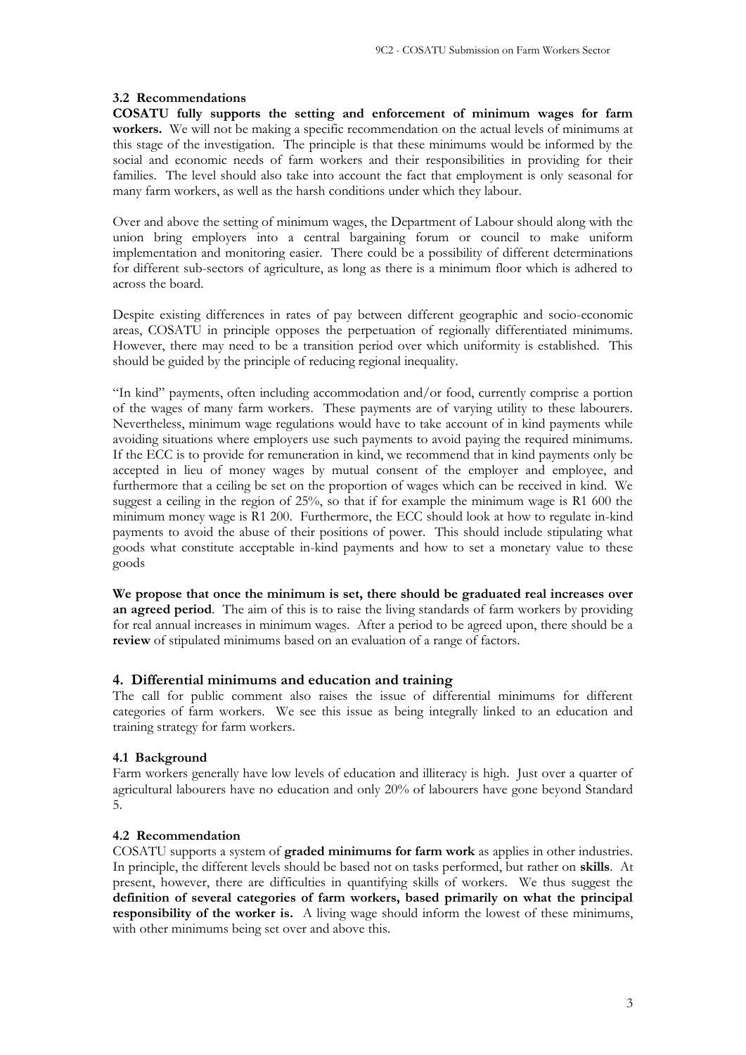### 3.2 Recommendations

**COSATU fully supports the setting and enforcement of minimum wages for farm workers.** We will not be making a specific recommendation on the actual levels of minimums at this stage of the investigation. The principle is that these minimums would be informed by the social and economic needs of farm workers and their responsibilities in providing for their families. The level should also take into account the fact that employment is only seasonal for many farm workers, as well as the harsh conditions under which they labour.

Over and above the setting of minimum wages, the Department of Labour should along with the union bring employers into a central bargaining forum or council to make uniform implementation and monitoring easier. There could be a possibility of different determinations for different sub-sectors of agriculture, as long as there is a minimum floor which is adhered to across the board.

Despite existing differences in rates of pay between different geographic and socio-economic areas, COSATU in principle opposes the perpetuation of regionally differentiated minimums. However, there may need to be a transition period over which uniformity is established. This should be guided by the principle of reducing regional inequality.

"In kind" payments, often including accommodation and/or food, currently comprise a portion of the wages of many farm workers. These payments are of varying utility to these labourers. Nevertheless, minimum wage regulations would have to take account of in kind payments while avoiding situations where employers use such payments to avoid paying the required minimums. If the ECC is to provide for remuneration in kind, we recommend that in kind payments only be accepted in lieu of money wages by mutual consent of the employer and employee, and furthermore that a ceiling be set on the proportion of wages which can be received in kind. We suggest a ceiling in the region of 25%, so that if for example the minimum wage is R1 600 the minimum money wage is R1 200. Furthermore, the ECC should look at how to regulate in-kind payments to avoid the abuse of their positions of power. This should include stipulating what goods what constitute acceptable in-kind payments and how to set a monetary value to these goods

**We propose that once the minimum is set, there should be graduated real increases over an agreed period**. The aim of this is to raise the living standards of farm workers by providing for real annual increases in minimum wages. After a period to be agreed upon, there should be a **review** of stipulated minimums based on an evaluation of a range of factors.

## 4. Differential minimums and education and training

The call for public comment also raises the issue of differential minimums for different categories of farm workers. We see this issue as being integrally linked to an education and training strategy for farm workers.

### 4.1 Background

Farm workers generally have low levels of education and illiteracy is high. Just over a quarter of agricultural labourers have no education and only 20% of labourers have gone beyond Standard 5.

### 4.2 Recommendation

COSATU supports a system of **graded minimums for farm work** as applies in other industries. In principle, the different levels should be based not on tasks performed, but rather on **skills**. At present, however, there are difficulties in quantifying skills of workers. We thus suggest the **definition of several categories of farm workers, based primarily on what the principal responsibility of the worker is.** A living wage should inform the lowest of these minimums, with other minimums being set over and above this.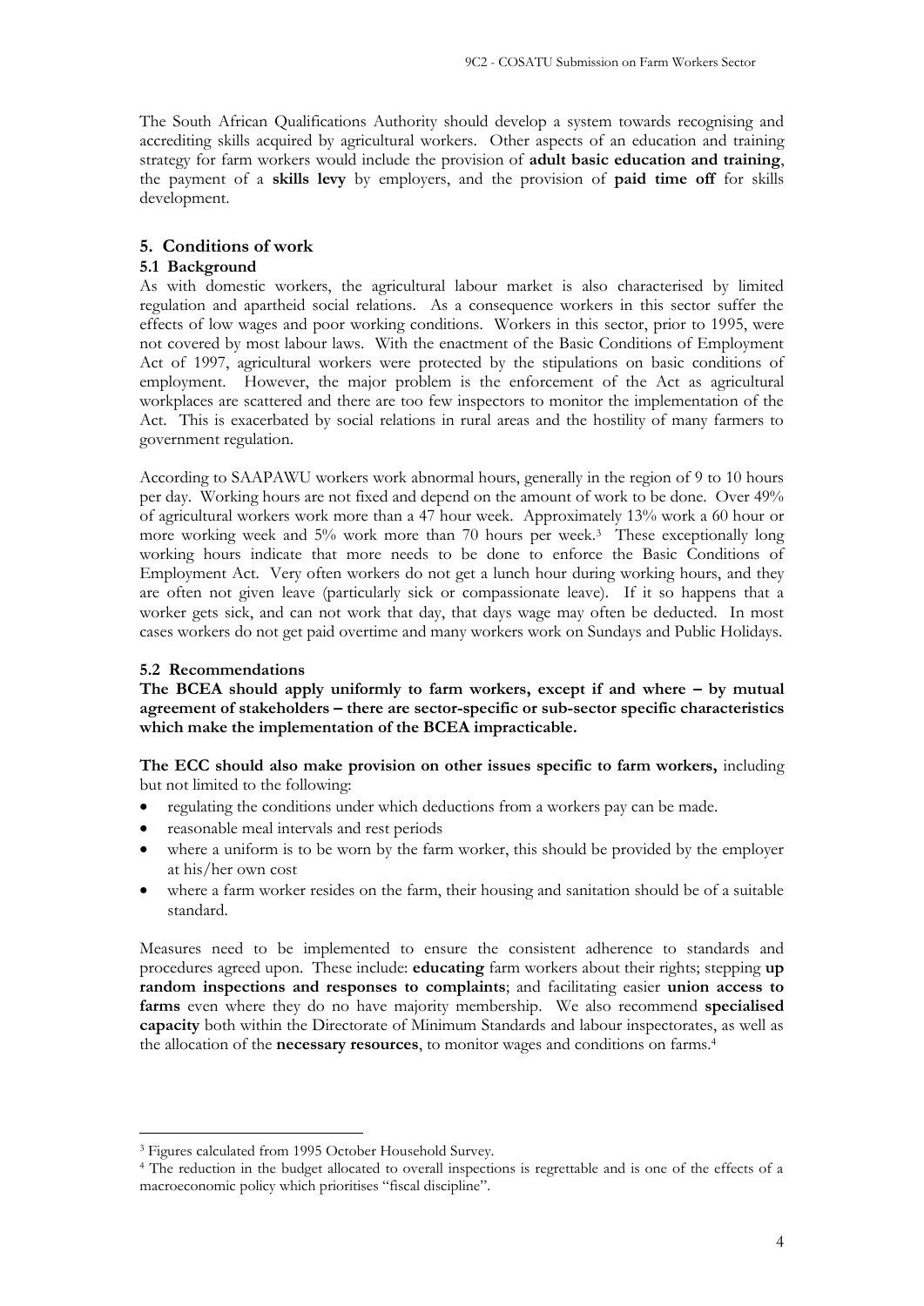The South African Qualifications Authority should develop a system towards recognising and accrediting skills acquired by agricultural workers. Other aspects of an education and training strategy for farm workers would include the provision of **adult basic education and training**, the payment of a **skills levy** by employers, and the provision of **paid time off** for skills development.

## 5. Conditions of work

### 5.1 Background

As with domestic workers, the agricultural labour market is also characterised by limited regulation and apartheid social relations. As a consequence workers in this sector suffer the effects of low wages and poor working conditions. Workers in this sector, prior to 1995, were not covered by most labour laws. With the enactment of the Basic Conditions of Employment Act of 1997, agricultural workers were protected by the stipulations on basic conditions of employment. However, the major problem is the enforcement of the Act as agricultural workplaces are scattered and there are too few inspectors to monitor the implementation of the Act. This is exacerbated by social relations in rural areas and the hostility of many farmers to government regulation.

According to SAAPAWU workers work abnormal hours, generally in the region of 9 to 10 hours per day. Working hours are not fixed and depend on the amount of work to be done. Over 49% of agricultural workers work more than a 47 hour week. Approximately 13% work a 60 hour or more working week and 5% work more than 70 hours per week.[3] These exceptionally long working hours indicate that more needs to be done to enforce the Basic Conditions of Employment Act. Very often workers do not get a lunch hour during working hours, and they are often not given leave (particularly sick or compassionate leave). If it so happens that a worker gets sick, and can not work that day, that days wage may often be deducted. In most cases workers do not get paid overtime and many workers work on Sundays and Public Holidays.

### 5.2 Recommendations

**The BCEA should apply uniformly to farm workers, except if and where – by mutual agreement of stakeholders – there are sector-specific or sub-sector specific characteristics which make the implementation of the BCEA impracticable.**

**The ECC should also make provision on other issues specific to farm workers,** including but not limited to the following:

- regulating the conditions under which deductions from a workers pay can be made.
- reasonable meal intervals and rest periods
- where a uniform is to be worn by the farm worker, this should be provided by the employer at his/her own cost
- where a farm worker resides on the farm, their housing and sanitation should be of a suitable standard.

Measures need to be implemented to ensure the consistent adherence to standards and procedures agreed upon. These include: **educating** farm workers about their rights; stepping **up random inspections and responses to complaints**; and facilitating easier **union access to farms** even where they do no have majority membership. We also recommend **specialised capacity** both within the Directorate of Minimum Standards and labour inspectorates, as well as the allocation of the **necessary resources**, to monitor wages and conditions on farms.[4]

---

[3] Figures calculated from 1995 October Household Survey.

[4] The reduction in the budget allocated to overall inspections is regrettable and is one of the effects of a macroeconomic policy which prioritises "fiscal discipline".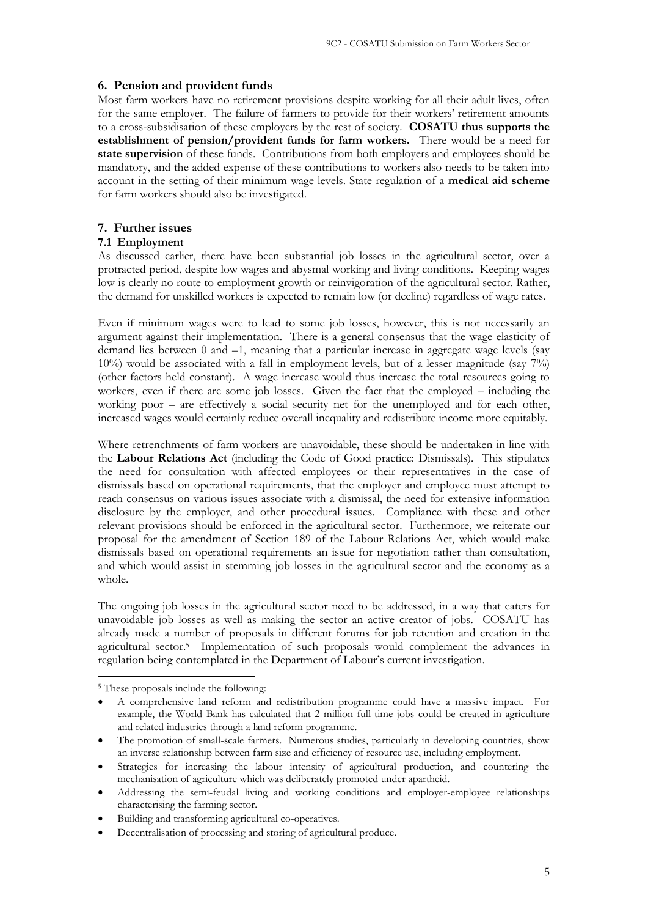## 6. Pension and provident funds

Most farm workers have no retirement provisions despite working for all their adult lives, often for the same employer. The failure of farmers to provide for their workers' retirement amounts to a cross-subsidisation of these employers by the rest of society. **COSATU thus supports the establishment of pension/provident funds for farm workers.** There would be a need for **state supervision** of these funds. Contributions from both employers and employees should be mandatory, and the added expense of these contributions to workers also needs to be taken into account in the setting of their minimum wage levels. State regulation of a **medical aid scheme** for farm workers should also be investigated.

## 7. Further issues

### 7.1 Employment

As discussed earlier, there have been substantial job losses in the agricultural sector, over a protracted period, despite low wages and abysmal working and living conditions. Keeping wages low is clearly no route to employment growth or reinvigoration of the agricultural sector. Rather, the demand for unskilled workers is expected to remain low (or decline) regardless of wage rates.

Even if minimum wages were to lead to some job losses, however, this is not necessarily an argument against their implementation. There is a general consensus that the wage elasticity of demand lies between 0 and –1, meaning that a particular increase in aggregate wage levels (say 10%) would be associated with a fall in employment levels, but of a lesser magnitude (say 7%) (other factors held constant). A wage increase would thus increase the total resources going to workers, even if there are some job losses. Given the fact that the employed – including the working poor – are effectively a social security net for the unemployed and for each other, increased wages would certainly reduce overall inequality and redistribute income more equitably.

Where retrenchments of farm workers are unavoidable, these should be undertaken in line with the **Labour Relations Act** (including the Code of Good practice: Dismissals). This stipulates the need for consultation with affected employees or their representatives in the case of dismissals based on operational requirements, that the employer and employee must attempt to reach consensus on various issues associate with a dismissal, the need for extensive information disclosure by the employer, and other procedural issues. Compliance with these and other relevant provisions should be enforced in the agricultural sector. Furthermore, we reiterate our proposal for the amendment of Section 189 of the Labour Relations Act, which would make dismissals based on operational requirements an issue for negotiation rather than consultation, and which would assist in stemming job losses in the agricultural sector and the economy as a whole.

The ongoing job losses in the agricultural sector need to be addressed, in a way that caters for unavoidable job losses as well as making the sector an active creator of jobs. COSATU has already made a number of proposals in different forums for job retention and creation in the agricultural sector.[5] Implementation of such proposals would complement the advances in regulation being contemplated in the Department of Labour's current investigation.

---

[5] These proposals include the following:

- A comprehensive land reform and redistribution programme could have a massive impact. For example, the World Bank has calculated that 2 million full-time jobs could be created in agriculture and related industries through a land reform programme.
- The promotion of small-scale farmers. Numerous studies, particularly in developing countries, show an inverse relationship between farm size and efficiency of resource use, including employment.
- Strategies for increasing the labour intensity of agricultural production, and countering the mechanisation of agriculture which was deliberately promoted under apartheid.
- Addressing the semi-feudal living and working conditions and employer-employee relationships characterising the farming sector.
- Building and transforming agricultural co-operatives.
- Decentralisation of processing and storing of agricultural produce.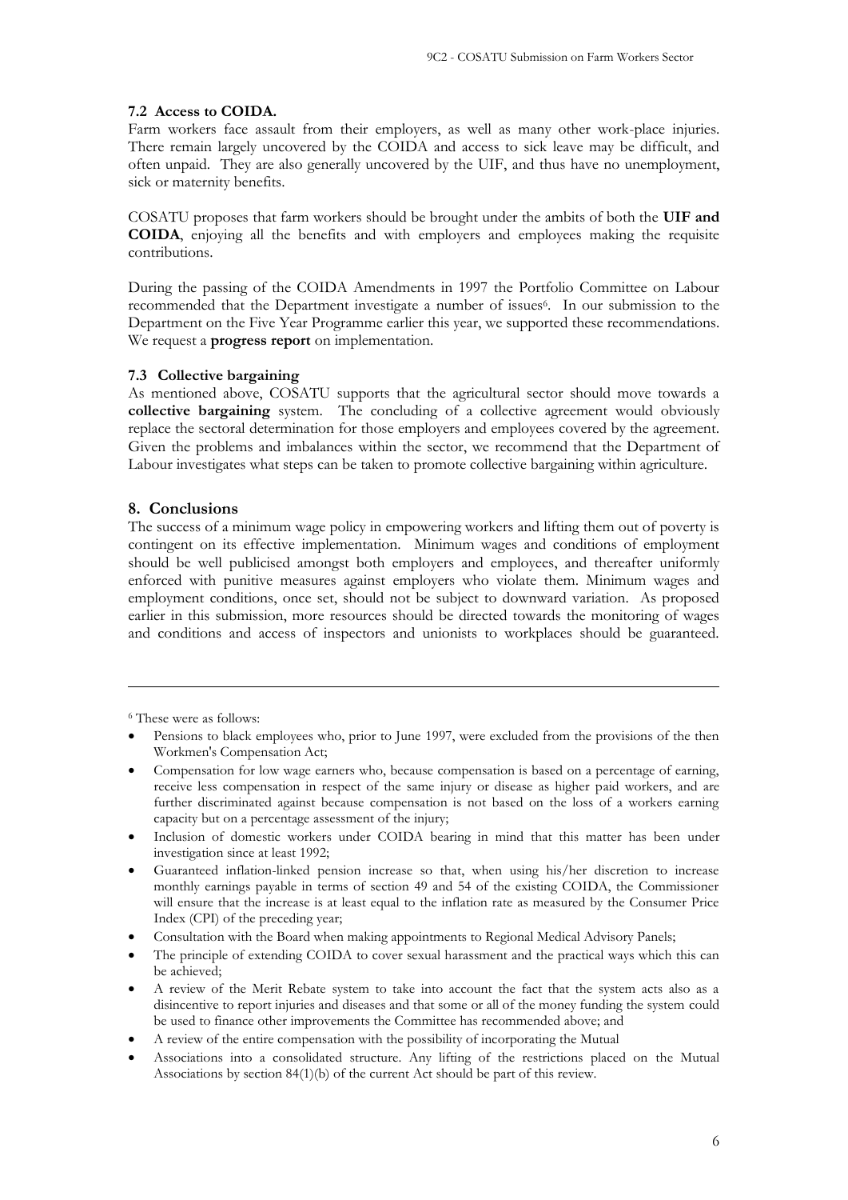### 7.2 Access to COIDA.

Farm workers face assault from their employers, as well as many other work-place injuries. There remain largely uncovered by the COIDA and access to sick leave may be difficult, and often unpaid. They are also generally uncovered by the UIF, and thus have no unemployment, sick or maternity benefits.

COSATU proposes that farm workers should be brought under the ambits of both the **UIF and COIDA**, enjoying all the benefits and with employers and employees making the requisite contributions.

During the passing of the COIDA Amendments in 1997 the Portfolio Committee on Labour recommended that the Department investigate a number of issues[6]. In our submission to the Department on the Five Year Programme earlier this year, we supported these recommendations. We request a **progress report** on implementation.

### 7.3 Collective bargaining

As mentioned above, COSATU supports that the agricultural sector should move towards a **collective bargaining** system. The concluding of a collective agreement would obviously replace the sectoral determination for those employers and employees covered by the agreement. Given the problems and imbalances within the sector, we recommend that the Department of Labour investigates what steps can be taken to promote collective bargaining within agriculture.

## 8. Conclusions

The success of a minimum wage policy in empowering workers and lifting them out of poverty is contingent on its effective implementation. Minimum wages and conditions of employment should be well publicised amongst both employers and employees, and thereafter uniformly enforced with punitive measures against employers who violate them. Minimum wages and employment conditions, once set, should not be subject to downward variation. As proposed earlier in this submission, more resources should be directed towards the monitoring of wages and conditions and access of inspectors and unionists to workplaces should be guaranteed.

---

[6] These were as follows:

- Pensions to black employees who, prior to June 1997, were excluded from the provisions of the then Workmen's Compensation Act;
- Compensation for low wage earners who, because compensation is based on a percentage of earning, receive less compensation in respect of the same injury or disease as higher paid workers, and are further discriminated against because compensation is not based on the loss of a workers earning capacity but on a percentage assessment of the injury;
- Inclusion of domestic workers under COIDA bearing in mind that this matter has been under investigation since at least 1992;
- Guaranteed inflation-linked pension increase so that, when using his/her discretion to increase monthly earnings payable in terms of section 49 and 54 of the existing COIDA, the Commissioner will ensure that the increase is at least equal to the inflation rate as measured by the Consumer Price Index (CPI) of the preceding year;
- Consultation with the Board when making appointments to Regional Medical Advisory Panels;
- The principle of extending COIDA to cover sexual harassment and the practical ways which this can be achieved;
- A review of the Merit Rebate system to take into account the fact that the system acts also as a disincentive to report injuries and diseases and that some or all of the money funding the system could be used to finance other improvements the Committee has recommended above; and
- A review of the entire compensation with the possibility of incorporating the Mutual
- Associations into a consolidated structure. Any lifting of the restrictions placed on the Mutual Associations by section 84(1)(b) of the current Act should be part of this review.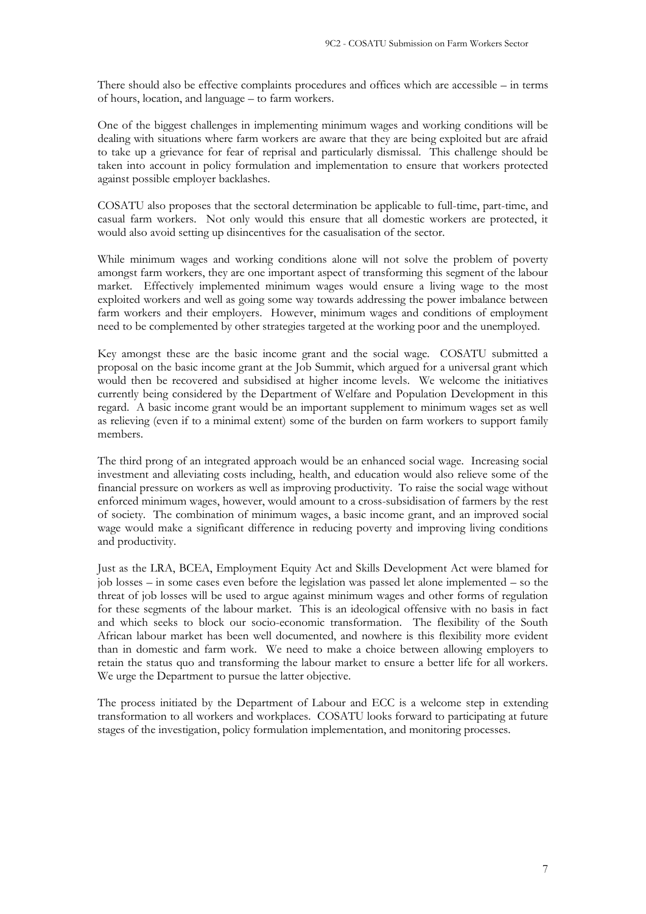There should also be effective complaints procedures and offices which are accessible – in terms of hours, location, and language – to farm workers.

One of the biggest challenges in implementing minimum wages and working conditions will be dealing with situations where farm workers are aware that they are being exploited but are afraid to take up a grievance for fear of reprisal and particularly dismissal. This challenge should be taken into account in policy formulation and implementation to ensure that workers protected against possible employer backlashes.

COSATU also proposes that the sectoral determination be applicable to full-time, part-time, and casual farm workers. Not only would this ensure that all domestic workers are protected, it would also avoid setting up disincentives for the casualisation of the sector.

While minimum wages and working conditions alone will not solve the problem of poverty amongst farm workers, they are one important aspect of transforming this segment of the labour market. Effectively implemented minimum wages would ensure a living wage to the most exploited workers and well as going some way towards addressing the power imbalance between farm workers and their employers. However, minimum wages and conditions of employment need to be complemented by other strategies targeted at the working poor and the unemployed.

Key amongst these are the basic income grant and the social wage. COSATU submitted a proposal on the basic income grant at the Job Summit, which argued for a universal grant which would then be recovered and subsidised at higher income levels. We welcome the initiatives currently being considered by the Department of Welfare and Population Development in this regard. A basic income grant would be an important supplement to minimum wages set as well as relieving (even if to a minimal extent) some of the burden on farm workers to support family members.

The third prong of an integrated approach would be an enhanced social wage. Increasing social investment and alleviating costs including, health, and education would also relieve some of the financial pressure on workers as well as improving productivity. To raise the social wage without enforced minimum wages, however, would amount to a cross-subsidisation of farmers by the rest of society. The combination of minimum wages, a basic income grant, and an improved social wage would make a significant difference in reducing poverty and improving living conditions and productivity.

Just as the LRA, BCEA, Employment Equity Act and Skills Development Act were blamed for job losses – in some cases even before the legislation was passed let alone implemented – so the threat of job losses will be used to argue against minimum wages and other forms of regulation for these segments of the labour market. This is an ideological offensive with no basis in fact and which seeks to block our socio-economic transformation. The flexibility of the South African labour market has been well documented, and nowhere is this flexibility more evident than in domestic and farm work. We need to make a choice between allowing employers to retain the status quo and transforming the labour market to ensure a better life for all workers. We urge the Department to pursue the latter objective.

The process initiated by the Department of Labour and ECC is a welcome step in extending transformation to all workers and workplaces. COSATU looks forward to participating at future stages of the investigation, policy formulation implementation, and monitoring processes.